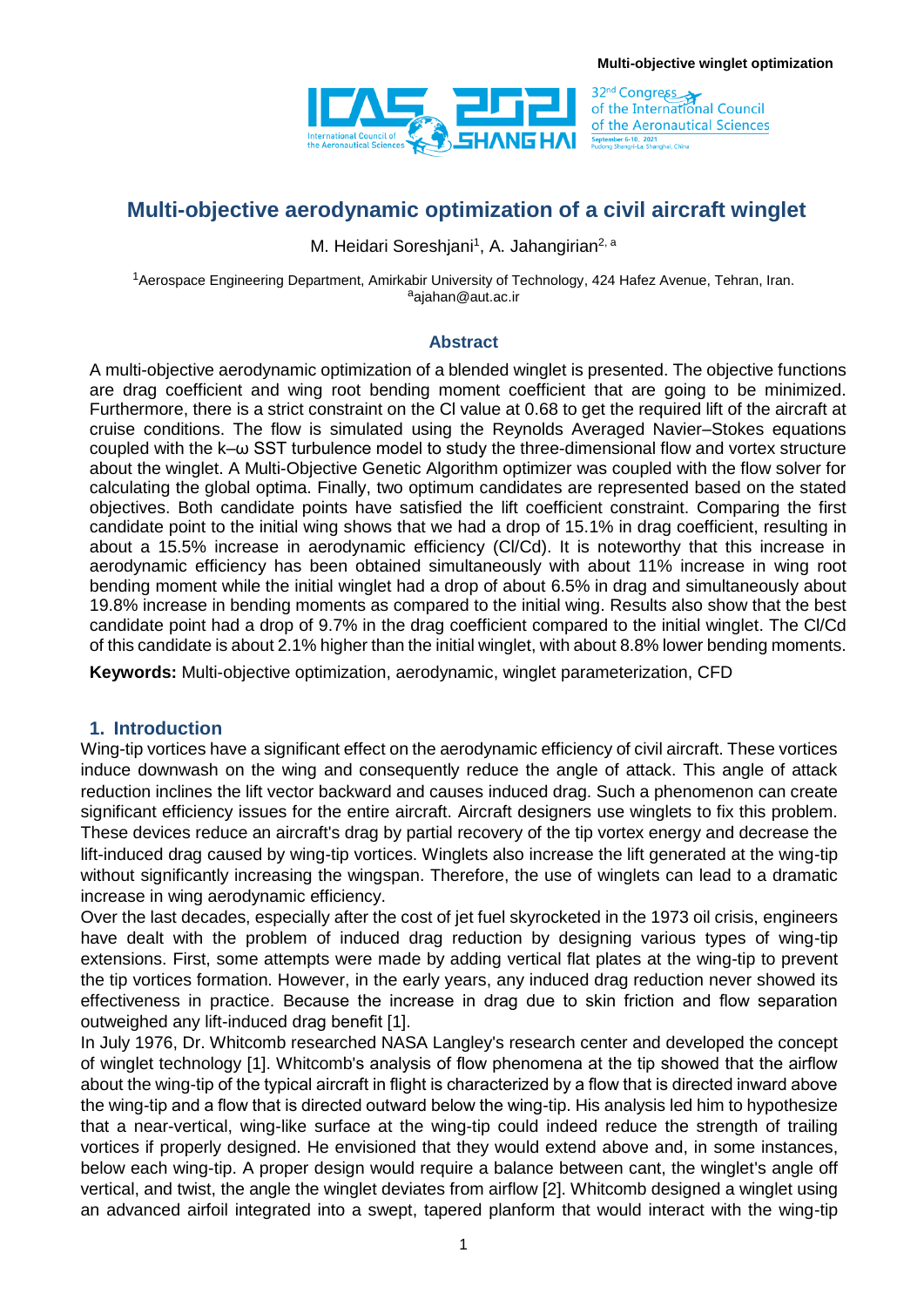# Multi-objective aerodynamic optimization of a civil aircraft winglet

M. Heidari Soreshjani[1], A. Jahangirian[2, a]

[1]Aerospace Engineering Department, Amirkabir University of Technology, 424 Hafez Avenue, Tehran, Iran.
[a]ajahan@aut.ac.ir

## Abstract

A multi-objective aerodynamic optimization of a blended winglet is presented. The objective functions are drag coefficient and wing root bending moment coefficient that are going to be minimized. Furthermore, there is a strict constraint on the Cl value at 0.68 to get the required lift of the aircraft at cruise conditions. The flow is simulated using the Reynolds Averaged Navier–Stokes equations coupled with the k–ω SST turbulence model to study the three-dimensional flow and vortex structure about the winglet. A Multi-Objective Genetic Algorithm optimizer was coupled with the flow solver for calculating the global optima. Finally, two optimum candidates are represented based on the stated objectives. Both candidate points have satisfied the lift coefficient constraint. Comparing the first candidate point to the initial wing shows that we had a drop of 15.1% in drag coefficient, resulting in about a 15.5% increase in aerodynamic efficiency (Cl/Cd). It is noteworthy that this increase in aerodynamic efficiency has been obtained simultaneously with about 11% increase in wing root bending moment while the initial winglet had a drop of about 6.5% in drag and simultaneously about 19.8% increase in bending moments as compared to the initial wing. Results also show that the best candidate point had a drop of 9.7% in the drag coefficient compared to the initial winglet. The Cl/Cd of this candidate is about 2.1% higher than the initial winglet, with about 8.8% lower bending moments.

**Keywords:** Multi-objective optimization, aerodynamic, winglet parameterization, CFD

## 1. Introduction

Wing-tip vortices have a significant effect on the aerodynamic efficiency of civil aircraft. These vortices induce downwash on the wing and consequently reduce the angle of attack. This angle of attack reduction inclines the lift vector backward and causes induced drag. Such a phenomenon can create significant efficiency issues for the entire aircraft. Aircraft designers use winglets to fix this problem. These devices reduce an aircraft's drag by partial recovery of the tip vortex energy and decrease the lift-induced drag caused by wing-tip vortices. Winglets also increase the lift generated at the wing-tip without significantly increasing the wingspan. Therefore, the use of winglets can lead to a dramatic increase in wing aerodynamic efficiency.

Over the last decades, especially after the cost of jet fuel skyrocketed in the 1973 oil crisis, engineers have dealt with the problem of induced drag reduction by designing various types of wing-tip extensions. First, some attempts were made by adding vertical flat plates at the wing-tip to prevent the tip vortices formation. However, in the early years, any induced drag reduction never showed its effectiveness in practice. Because the increase in drag due to skin friction and flow separation outweighed any lift-induced drag benefit [1].

In July 1976, Dr. Whitcomb researched NASA Langley's research center and developed the concept of winglet technology [1]. Whitcomb's analysis of flow phenomena at the tip showed that the airflow about the wing-tip of the typical aircraft in flight is characterized by a flow that is directed inward above the wing-tip and a flow that is directed outward below the wing-tip. His analysis led him to hypothesize that a near-vertical, wing-like surface at the wing-tip could indeed reduce the strength of trailing vortices if properly designed. He envisioned that they would extend above and, in some instances, below each wing-tip. A proper design would require a balance between cant, the winglet's angle off vertical, and twist, the angle the winglet deviates from airflow [2]. Whitcomb designed a winglet using an advanced airfoil integrated into a swept, tapered planform that would interact with the wing-tip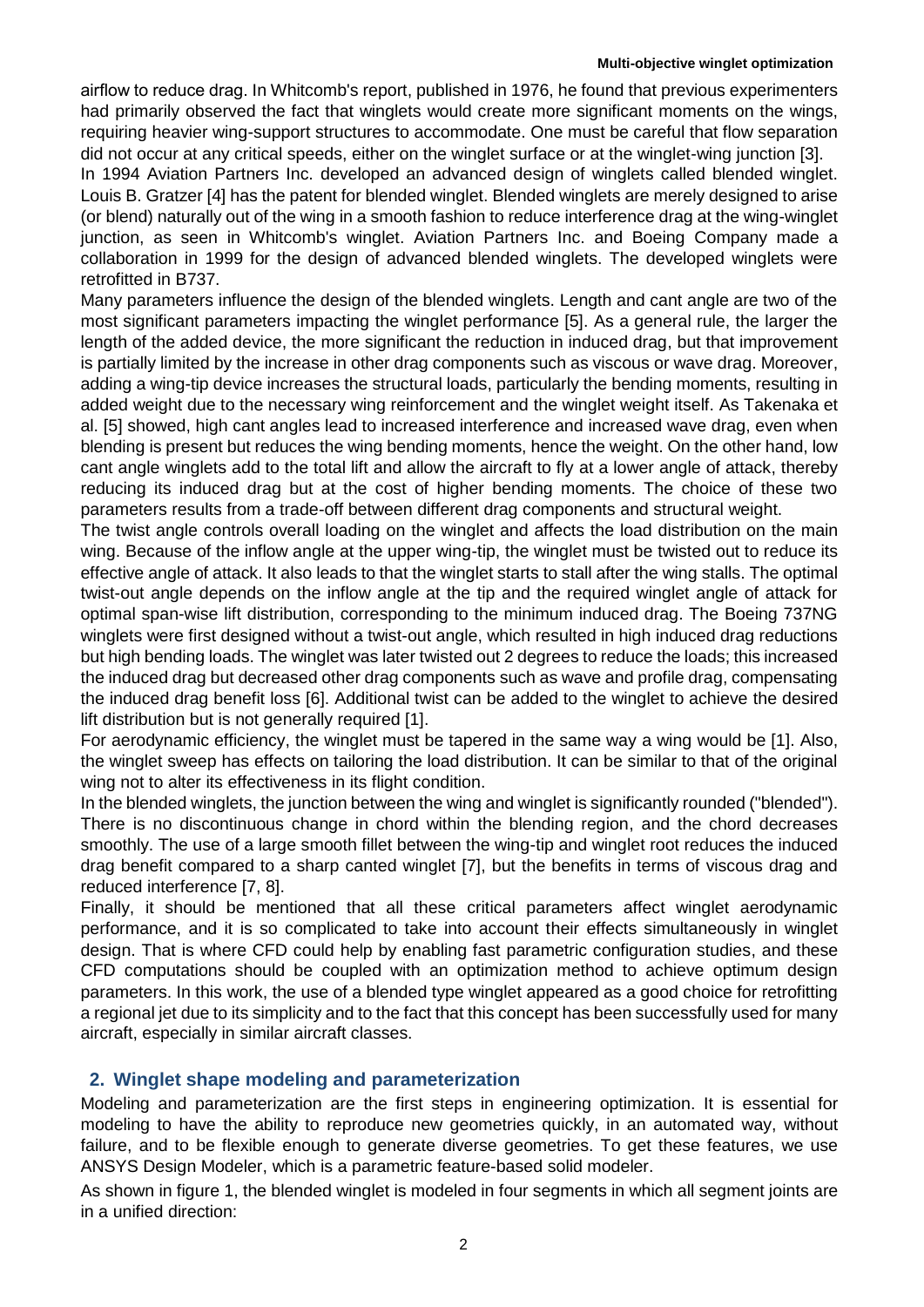airflow to reduce drag. In Whitcomb's report, published in 1976, he found that previous experimenters had primarily observed the fact that winglets would create more significant moments on the wings, requiring heavier wing-support structures to accommodate. One must be careful that flow separation did not occur at any critical speeds, either on the winglet surface or at the winglet-wing junction [3].

In 1994 Aviation Partners Inc. developed an advanced design of winglets called blended winglet. Louis B. Gratzer [4] has the patent for blended winglet. Blended winglets are merely designed to arise (or blend) naturally out of the wing in a smooth fashion to reduce interference drag at the wing-winglet junction, as seen in Whitcomb's winglet. Aviation Partners Inc. and Boeing Company made a collaboration in 1999 for the design of advanced blended winglets. The developed winglets were retrofitted in B737.

Many parameters influence the design of the blended winglets. Length and cant angle are two of the most significant parameters impacting the winglet performance [5]. As a general rule, the larger the length of the added device, the more significant the reduction in induced drag, but that improvement is partially limited by the increase in other drag components such as viscous or wave drag. Moreover, adding a wing-tip device increases the structural loads, particularly the bending moments, resulting in added weight due to the necessary wing reinforcement and the winglet weight itself. As Takenaka et al. [5] showed, high cant angles lead to increased interference and increased wave drag, even when blending is present but reduces the wing bending moments, hence the weight. On the other hand, low cant angle winglets add to the total lift and allow the aircraft to fly at a lower angle of attack, thereby reducing its induced drag but at the cost of higher bending moments. The choice of these two parameters results from a trade-off between different drag components and structural weight.

The twist angle controls overall loading on the winglet and affects the load distribution on the main wing. Because of the inflow angle at the upper wing-tip, the winglet must be twisted out to reduce its effective angle of attack. It also leads to that the winglet starts to stall after the wing stalls. The optimal twist-out angle depends on the inflow angle at the tip and the required winglet angle of attack for optimal span-wise lift distribution, corresponding to the minimum induced drag. The Boeing 737NG winglets were first designed without a twist-out angle, which resulted in high induced drag reductions but high bending loads. The winglet was later twisted out 2 degrees to reduce the loads; this increased the induced drag but decreased other drag components such as wave and profile drag, compensating the induced drag benefit loss [6]. Additional twist can be added to the winglet to achieve the desired lift distribution but is not generally required [1].

For aerodynamic efficiency, the winglet must be tapered in the same way a wing would be [1]. Also, the winglet sweep has effects on tailoring the load distribution. It can be similar to that of the original wing not to alter its effectiveness in its flight condition.

In the blended winglets, the junction between the wing and winglet is significantly rounded ("blended"). There is no discontinuous change in chord within the blending region, and the chord decreases smoothly. The use of a large smooth fillet between the wing-tip and winglet root reduces the induced drag benefit compared to a sharp canted winglet [7], but the benefits in terms of viscous drag and reduced interference [7, 8].

Finally, it should be mentioned that all these critical parameters affect winglet aerodynamic performance, and it is so complicated to take into account their effects simultaneously in winglet design. That is where CFD could help by enabling fast parametric configuration studies, and these CFD computations should be coupled with an optimization method to achieve optimum design parameters. In this work, the use of a blended type winglet appeared as a good choice for retrofitting a regional jet due to its simplicity and to the fact that this concept has been successfully used for many aircraft, especially in similar aircraft classes.

## 2. Winglet shape modeling and parameterization

Modeling and parameterization are the first steps in engineering optimization. It is essential for modeling to have the ability to reproduce new geometries quickly, in an automated way, without failure, and to be flexible enough to generate diverse geometries. To get these features, we use ANSYS Design Modeler, which is a parametric feature-based solid modeler.

As shown in figure 1, the blended winglet is modeled in four segments in which all segment joints are in a unified direction: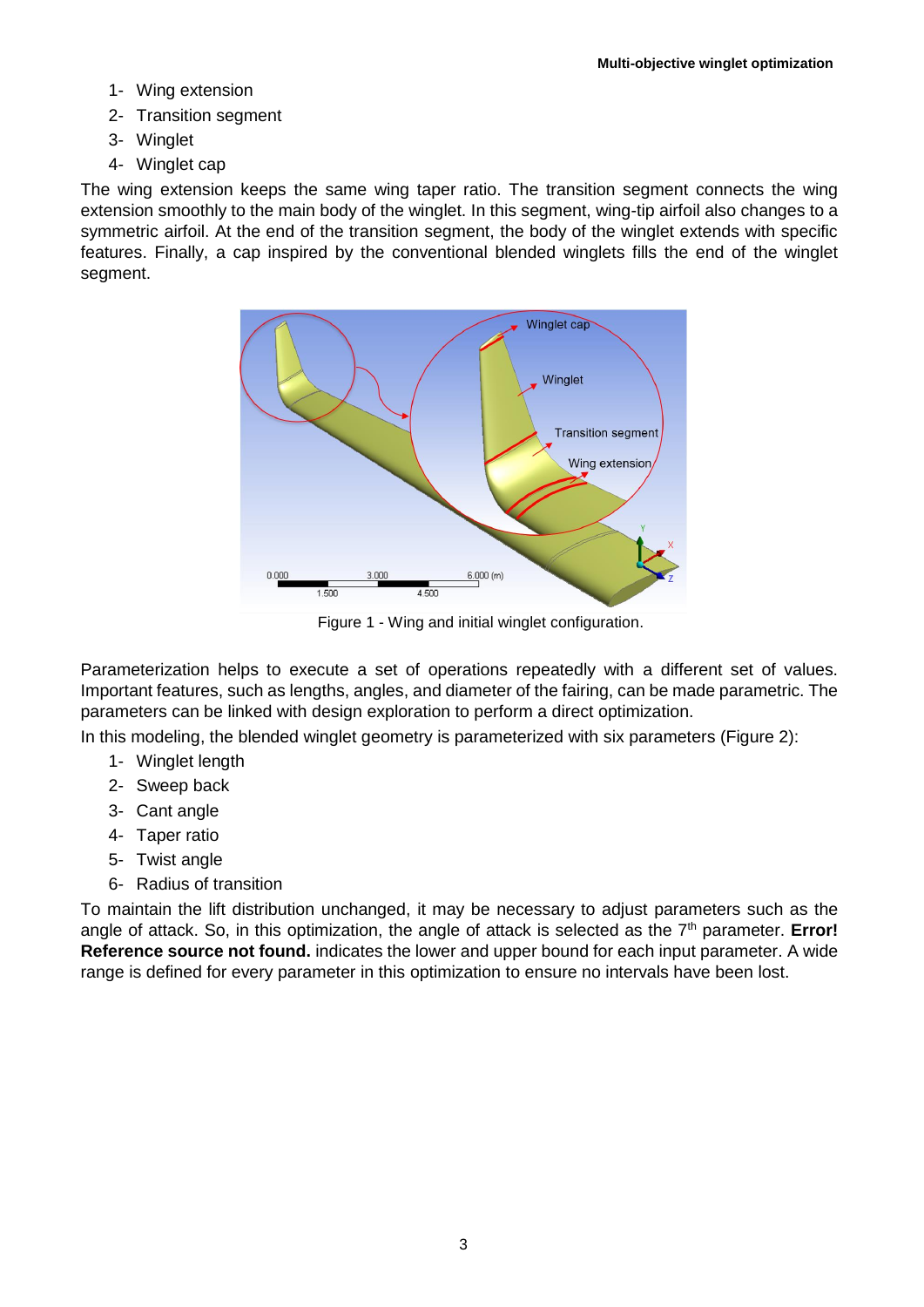1- Wing extension
2- Transition segment
3- Winglet
4- Winglet cap

The wing extension keeps the same wing taper ratio. The transition segment connects the wing extension smoothly to the main body of the winglet. In this segment, wing-tip airfoil also changes to a symmetric airfoil. At the end of the transition segment, the body of the winglet extends with specific features. Finally, a cap inspired by the conventional blended winglets fills the end of the winglet segment.

Figure 1 - Wing and initial winglet configuration.

Parameterization helps to execute a set of operations repeatedly with a different set of values. Important features, such as lengths, angles, and diameter of the fairing, can be made parametric. The parameters can be linked with design exploration to perform a direct optimization.

In this modeling, the blended winglet geometry is parameterized with six parameters (Figure 2):

1- Winglet length
2- Sweep back
3- Cant angle
4- Taper ratio
5- Twist angle
6- Radius of transition

To maintain the lift distribution unchanged, it may be necessary to adjust parameters such as the angle of attack. So, in this optimization, the angle of attack is selected as the 7th parameter. **Error! Reference source not found.** indicates the lower and upper bound for each input parameter. A wide range is defined for every parameter in this optimization to ensure no intervals have been lost.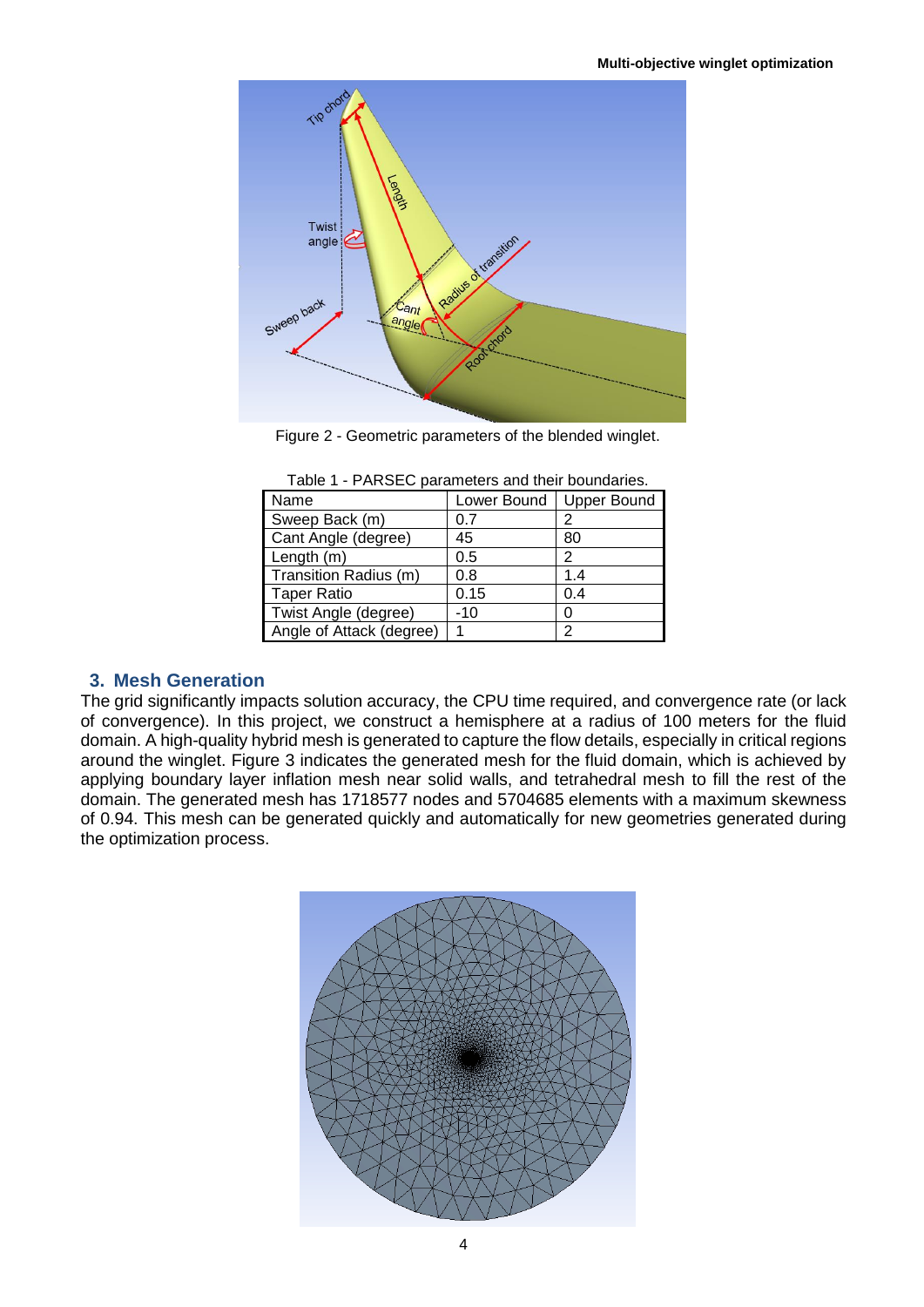Figure 2 - Geometric parameters of the blended winglet.

Table 1 - PARSEC parameters and their boundaries.

| Name | Lower Bound | Upper Bound |
|---|---|---|
| Sweep Back (m) | 0.7 | 2 |
| Cant Angle (degree) | 45 | 80 |
| Length (m) | 0.5 | 2 |
| Transition Radius (m) | 0.8 | 1.4 |
| Taper Ratio | 0.15 | 0.4 |
| Twist Angle (degree) | -10 | 0 |
| Angle of Attack (degree) | 1 | 2 |

## 3. Mesh Generation

The grid significantly impacts solution accuracy, the CPU time required, and convergence rate (or lack of convergence). In this project, we construct a hemisphere at a radius of 100 meters for the fluid domain. A high-quality hybrid mesh is generated to capture the flow details, especially in critical regions around the winglet. Figure 3 indicates the generated mesh for the fluid domain, which is achieved by applying boundary layer inflation mesh near solid walls, and tetrahedral mesh to fill the rest of the domain. The generated mesh has 1718577 nodes and 5704685 elements with a maximum skewness of 0.94. This mesh can be generated quickly and automatically for new geometries generated during the optimization process.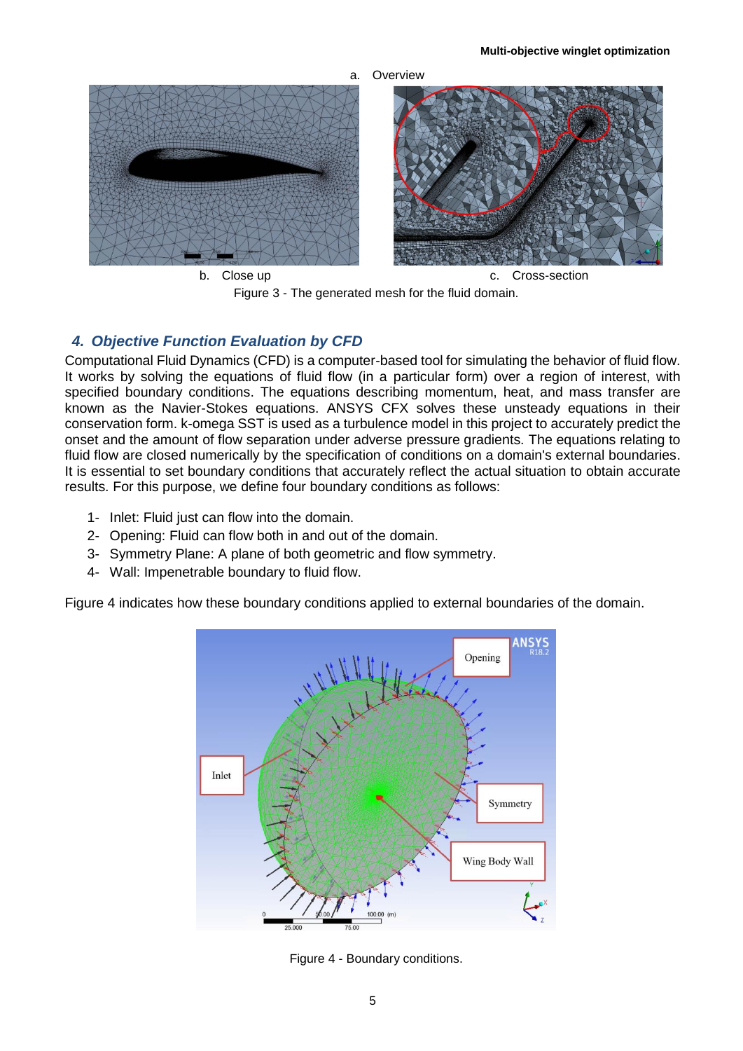a. Overview

b. Close up

c. Cross-section

Figure 3 - The generated mesh for the fluid domain.

## *4. Objective Function Evaluation by CFD*

Computational Fluid Dynamics (CFD) is a computer-based tool for simulating the behavior of fluid flow. It works by solving the equations of fluid flow (in a particular form) over a region of interest, with specified boundary conditions. The equations describing momentum, heat, and mass transfer are known as the Navier-Stokes equations. ANSYS CFX solves these unsteady equations in their conservation form. k-omega SST is used as a turbulence model in this project to accurately predict the onset and the amount of flow separation under adverse pressure gradients. The equations relating to fluid flow are closed numerically by the specification of conditions on a domain's external boundaries. It is essential to set boundary conditions that accurately reflect the actual situation to obtain accurate results. For this purpose, we define four boundary conditions as follows:

1- Inlet: Fluid just can flow into the domain.
2- Opening: Fluid can flow both in and out of the domain.
3- Symmetry Plane: A plane of both geometric and flow symmetry.
4- Wall: Impenetrable boundary to fluid flow.

Figure 4 indicates how these boundary conditions applied to external boundaries of the domain.

Figure 4 - Boundary conditions.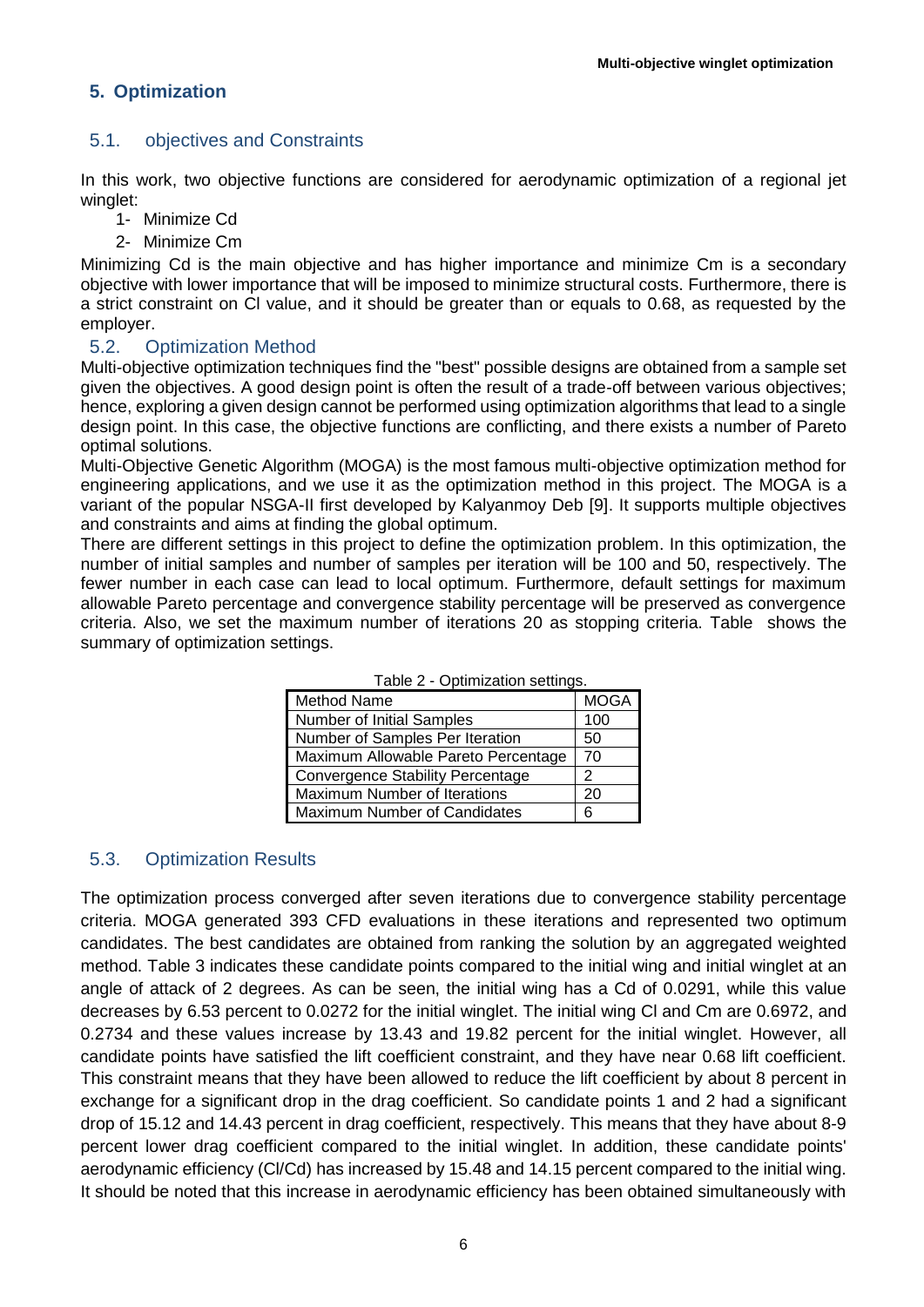## 5. Optimization

### 5.1. objectives and Constraints

In this work, two objective functions are considered for aerodynamic optimization of a regional jet winglet:

1- Minimize Cd
2- Minimize Cm

Minimizing Cd is the main objective and has higher importance and minimize Cm is a secondary objective with lower importance that will be imposed to minimize structural costs. Furthermore, there is a strict constraint on Cl value, and it should be greater than or equals to 0.68, as requested by the employer.

### 5.2. Optimization Method

Multi-objective optimization techniques find the "best" possible designs are obtained from a sample set given the objectives. A good design point is often the result of a trade-off between various objectives; hence, exploring a given design cannot be performed using optimization algorithms that lead to a single design point. In this case, the objective functions are conflicting, and there exists a number of Pareto optimal solutions.

Multi-Objective Genetic Algorithm (MOGA) is the most famous multi-objective optimization method for engineering applications, and we use it as the optimization method in this project. The MOGA is a variant of the popular NSGA-II first developed by Kalyanmoy Deb [9]. It supports multiple objectives and constraints and aims at finding the global optimum.

There are different settings in this project to define the optimization problem. In this optimization, the number of initial samples and number of samples per iteration will be 100 and 50, respectively. The fewer number in each case can lead to local optimum. Furthermore, default settings for maximum allowable Pareto percentage and convergence stability percentage will be preserved as convergence criteria. Also, we set the maximum number of iterations 20 as stopping criteria. Table shows the summary of optimization settings.

Table 2 - Optimization settings.

| Method Name | MOGA |
|---|---|
| Number of Initial Samples | 100 |
| Number of Samples Per Iteration | 50 |
| Maximum Allowable Pareto Percentage | 70 |
| Convergence Stability Percentage | 2 |
| Maximum Number of Iterations | 20 |
| Maximum Number of Candidates | 6 |

### 5.3. Optimization Results

The optimization process converged after seven iterations due to convergence stability percentage criteria. MOGA generated 393 CFD evaluations in these iterations and represented two optimum candidates. The best candidates are obtained from ranking the solution by an aggregated weighted method. Table 3 indicates these candidate points compared to the initial wing and initial winglet at an angle of attack of 2 degrees. As can be seen, the initial wing has a Cd of 0.0291, while this value decreases by 6.53 percent to 0.0272 for the initial winglet. The initial wing Cl and Cm are 0.6972, and 0.2734 and these values increase by 13.43 and 19.82 percent for the initial winglet. However, all candidate points have satisfied the lift coefficient constraint, and they have near 0.68 lift coefficient. This constraint means that they have been allowed to reduce the lift coefficient by about 8 percent in exchange for a significant drop in the drag coefficient. So candidate points 1 and 2 had a significant drop of 15.12 and 14.43 percent in drag coefficient, respectively. This means that they have about 8-9 percent lower drag coefficient compared to the initial winglet. In addition, these candidate points' aerodynamic efficiency (Cl/Cd) has increased by 15.48 and 14.15 percent compared to the initial wing. It should be noted that this increase in aerodynamic efficiency has been obtained simultaneously with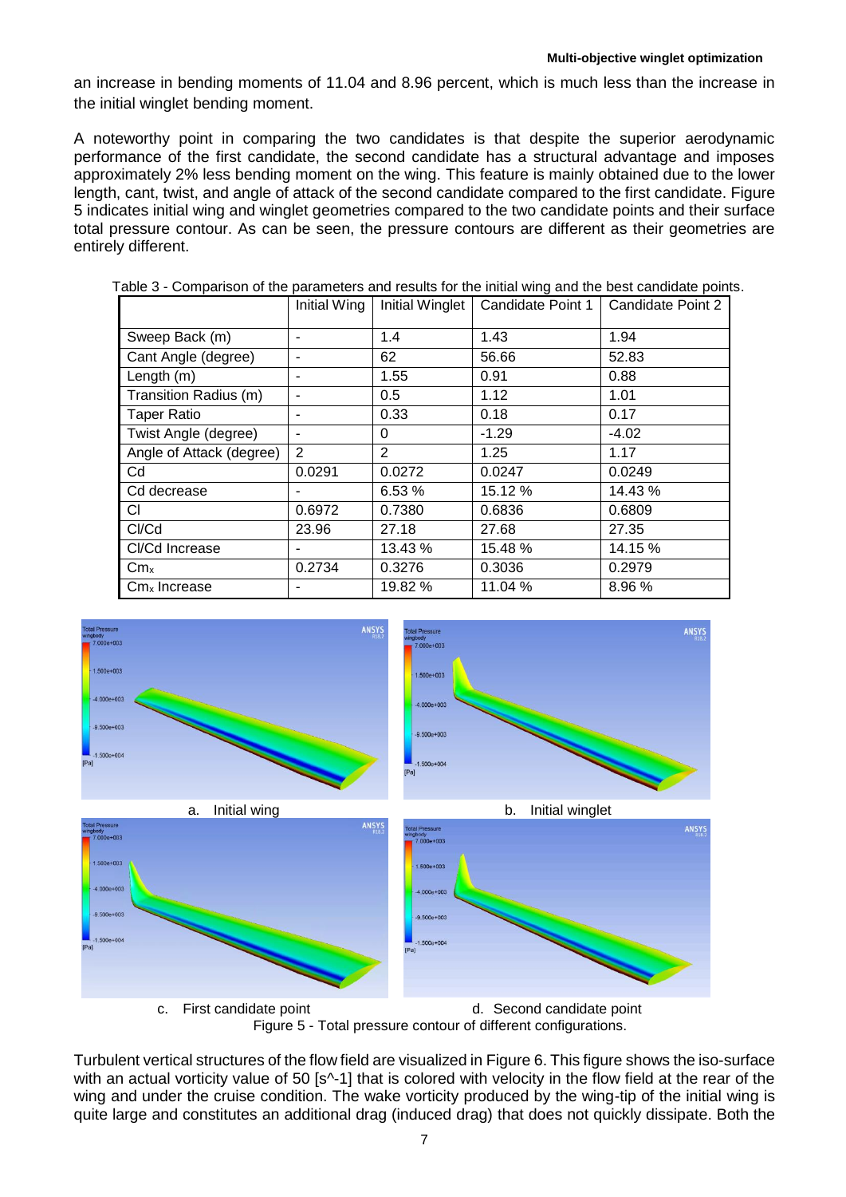an increase in bending moments of 11.04 and 8.96 percent, which is much less than the increase in the initial winglet bending moment.

A noteworthy point in comparing the two candidates is that despite the superior aerodynamic performance of the first candidate, the second candidate has a structural advantage and imposes approximately 2% less bending moment on the wing. This feature is mainly obtained due to the lower length, cant, twist, and angle of attack of the second candidate compared to the first candidate. Figure 5 indicates initial wing and winglet geometries compared to the two candidate points and their surface total pressure contour. As can be seen, the pressure contours are different as their geometries are entirely different.

Table 3 - Comparison of the parameters and results for the initial wing and the best candidate points.

| | Initial Wing | Initial Winglet | Candidate Point 1 | Candidate Point 2 |
|---|---|---|---|---|
| Sweep Back (m) | - | 1.4 | 1.43 | 1.94 |
| Cant Angle (degree) | - | 62 | 56.66 | 52.83 |
| Length (m) | - | 1.55 | 0.91 | 0.88 |
| Transition Radius (m) | - | 0.5 | 1.12 | 1.01 |
| Taper Ratio | - | 0.33 | 0.18 | 0.17 |
| Twist Angle (degree) | - | 0 | -1.29 | -4.02 |
| Angle of Attack (degree) | 2 | 2 | 1.25 | 1.17 |
| Cd | 0.0291 | 0.0272 | 0.0247 | 0.0249 |
| Cd decrease | - | 6.53 % | 15.12 % | 14.43 % |
| Cl | 0.6972 | 0.7380 | 0.6836 | 0.6809 |
| Cl/Cd | 23.96 | 27.18 | 27.68 | 27.35 |
| Cl/Cd Increase | - | 13.43 % | 15.48 % | 14.15 % |
| $Cm_x$ | 0.2734 | 0.3276 | 0.3036 | 0.2979 |
| $Cm_x$ Increase | - | 19.82 % | 11.04 % | 8.96 % |

a. Initial wing

b. Initial winglet

c. First candidate point

d. Second candidate point

Figure 5 - Total pressure contour of different configurations.

Turbulent vertical structures of the flow field are visualized in Figure 6. This figure shows the iso-surface with an actual vorticity value of 50 [s^-1] that is colored with velocity in the flow field at the rear of the wing and under the cruise condition. The wake vorticity produced by the wing-tip of the initial wing is quite large and constitutes an additional drag (induced drag) that does not quickly dissipate. Both the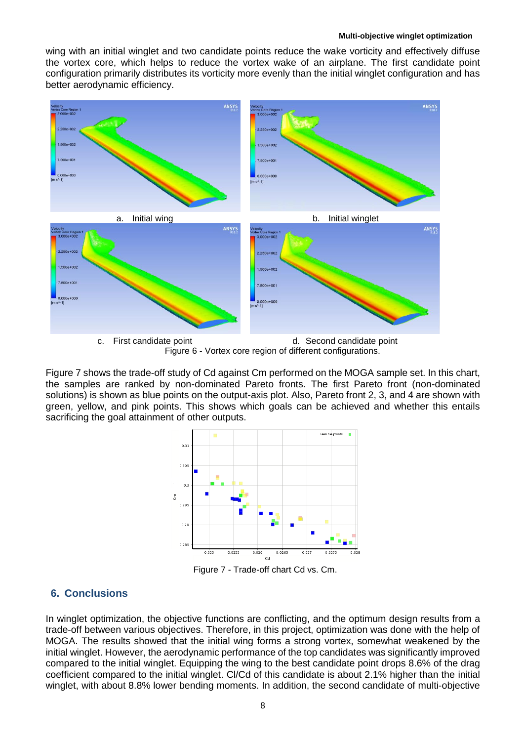wing with an initial winglet and two candidate points reduce the wake vorticity and effectively diffuse the vortex core, which helps to reduce the vortex wake of an airplane. The first candidate point configuration primarily distributes its vorticity more evenly than the initial winglet configuration and has better aerodynamic efficiency.

a. Initial wing

b. Initial winglet

c. First candidate point

d. Second candidate point

Figure 6 - Vortex core region of different configurations.

Figure 7 shows the trade-off study of Cd against Cm performed on the MOGA sample set. In this chart, the samples are ranked by non-dominated Pareto fronts. The first Pareto front (non-dominated solutions) is shown as blue points on the output-axis plot. Also, Pareto front 2, 3, and 4 are shown with green, yellow, and pink points. This shows which goals can be achieved and whether this entails sacrificing the goal attainment of other outputs.

Figure 7 - Trade-off chart Cd vs. Cm.

## 6. Conclusions

In winglet optimization, the objective functions are conflicting, and the optimum design results from a trade-off between various objectives. Therefore, in this project, optimization was done with the help of MOGA. The results showed that the initial wing forms a strong vortex, somewhat weakened by the initial winglet. However, the aerodynamic performance of the top candidates was significantly improved compared to the initial winglet. Equipping the wing to the best candidate point drops 8.6% of the drag coefficient compared to the initial winglet. Cl/Cd of this candidate is about 2.1% higher than the initial winglet, with about 8.8% lower bending moments. In addition, the second candidate of multi-objective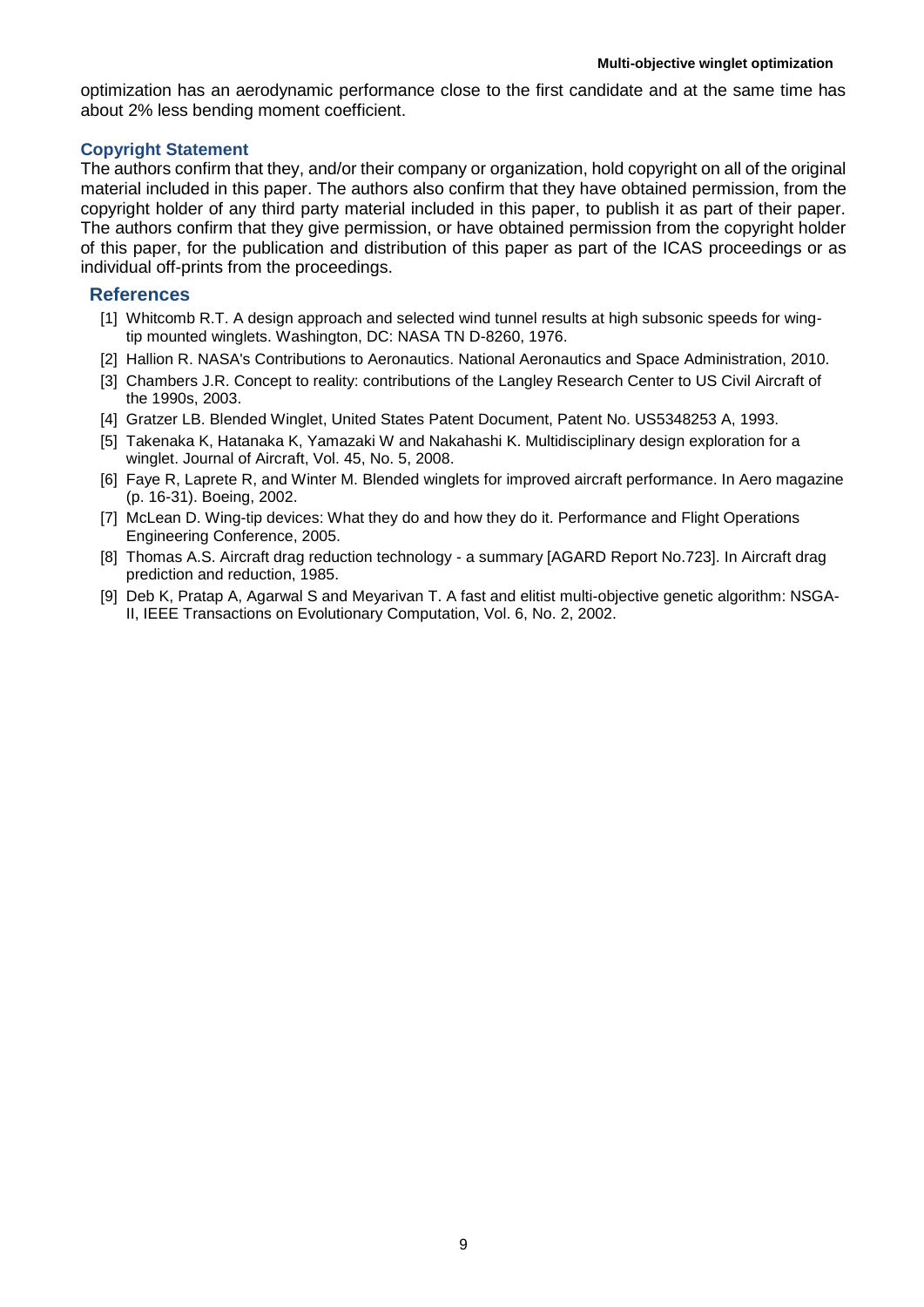optimization has an aerodynamic performance close to the first candidate and at the same time has about 2% less bending moment coefficient.

### Copyright Statement

The authors confirm that they, and/or their company or organization, hold copyright on all of the original material included in this paper. The authors also confirm that they have obtained permission, from the copyright holder of any third party material included in this paper, to publish it as part of their paper. The authors confirm that they give permission, or have obtained permission from the copyright holder of this paper, for the publication and distribution of this paper as part of the ICAS proceedings or as individual off-prints from the proceedings.

## References

[1] Whitcomb R.T. A design approach and selected wind tunnel results at high subsonic speeds for wing-tip mounted winglets. Washington, DC: NASA TN D-8260, 1976.

[2] Hallion R. NASA's Contributions to Aeronautics. National Aeronautics and Space Administration, 2010.

[3] Chambers J.R. Concept to reality: contributions of the Langley Research Center to US Civil Aircraft of the 1990s, 2003.

[4] Gratzer LB. Blended Winglet, United States Patent Document, Patent No. US5348253 A, 1993.

[5] Takenaka K, Hatanaka K, Yamazaki W and Nakahashi K. Multidisciplinary design exploration for a winglet. Journal of Aircraft, Vol. 45, No. 5, 2008.

[6] Faye R, Laprete R, and Winter M. Blended winglets for improved aircraft performance. In Aero magazine (p. 16-31). Boeing, 2002.

[7] McLean D. Wing-tip devices: What they do and how they do it. Performance and Flight Operations Engineering Conference, 2005.

[8] Thomas A.S. Aircraft drag reduction technology - a summary [AGARD Report No.723]. In Aircraft drag prediction and reduction, 1985.

[9] Deb K, Pratap A, Agarwal S and Meyarivan T. A fast and elitist multi-objective genetic algorithm: NSGA-II, IEEE Transactions on Evolutionary Computation, Vol. 6, No. 2, 2002.